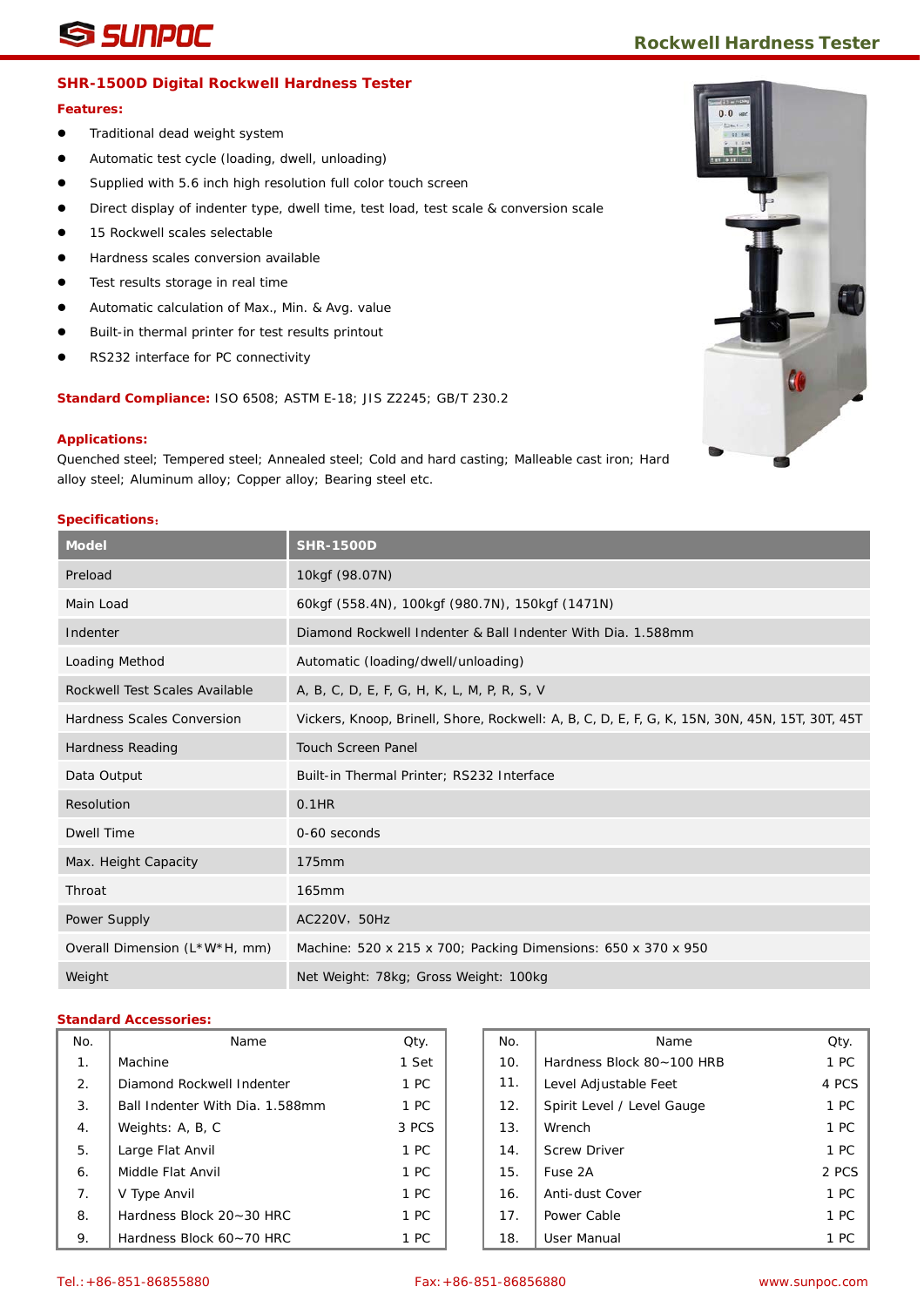# SHR-1500D Digital Rockwell Hardness Tester

**Features:**

- Traditional dead weight system
- Automatic test cycle (loading, dwell, unloading)
- Supplied with 5.6 inch high resolution full color touch screen
- Direct display of indenter type, dwell time, test load, test scale & conversion scale
- 15 Rockwell scales selectable
- Hardness scales conversion available
- Test results storage in real time
- Automatic calculation of Max., Min. & Avg. value
- Built-in thermal printer for test results printout
- RS232 interface for PC connectivity

**Standard Compliance:** ISO 6508; ASTM E-18; JIS Z2245; GB/T 230.2

**Applications:**

Quenched steel; Tempered steel; Annealed steel; Cold and hard casting; Malleable cast iron; Hard alloy steel; Aluminum alloy; Copper alloy; Bearing steel etc.

**Specifications:**

| Model | SHR-1500D |
|---|---|
| Preload | 10kgf (98.07N) |
| Main Load | 60kgf (558.4N), 100kgf (980.7N), 150kgf (1471N) |
| Indenter | Diamond Rockwell Indenter & Ball Indenter With Dia. 1.588mm |
| Loading Method | Automatic (loading/dwell/unloading) |
| Rockwell Test Scales Available | A, B, C, D, E, F, G, H, K, L, M, P, R, S, V |
| Hardness Scales Conversion | Vickers, Knoop, Brinell, Shore, Rockwell: A, B, C, D, E, F, G, K, 15N, 30N, 45N, 15T, 30T, 45T |
| Hardness Reading | Touch Screen Panel |
| Data Output | Built-in Thermal Printer; RS232 Interface |
| Resolution | 0.1HR |
| Dwell Time | 0-60 seconds |
| Max. Height Capacity | 175mm |
| Throat | 165mm |
| Power Supply | AC220V，50Hz |
| Overall Dimension (L*W*H, mm) | Machine: 520 x 215 x 700; Packing Dimensions: 650 x 370 x 950 |
| Weight | Net Weight: 78kg; Gross Weight: 100kg |

**Standard Accessories:**

| No. | Name | Qty. |
|---|---|---|
| 1. | Machine | 1 Set |
| 2. | Diamond Rockwell Indenter | 1 PC |
| 3. | Ball Indenter With Dia. 1.588mm | 1 PC |
| 4. | Weights: A, B, C | 3 PCS |
| 5. | Large Flat Anvil | 1 PC |
| 6. | Middle Flat Anvil | 1 PC |
| 7. | V Type Anvil | 1 PC |
| 8. | Hardness Block 20~30 HRC | 1 PC |
| 9. | Hardness Block 60~70 HRC | 1 PC |
| 10. | Hardness Block 80~100 HRB | 1 PC |
| 11. | Level Adjustable Feet | 4 PCS |
| 12. | Spirit Level / Level Gauge | 1 PC |
| 13. | Wrench | 1 PC |
| 14. | Screw Driver | 1 PC |
| 15. | Fuse 2A | 2 PCS |
| 16. | Anti-dust Cover | 1 PC |
| 17. | Power Cable | 1 PC |
| 18. | User Manual | 1 PC |

Tel.:+86-851-86855880 Fax:+86-851-86856880 www.sunpoc.com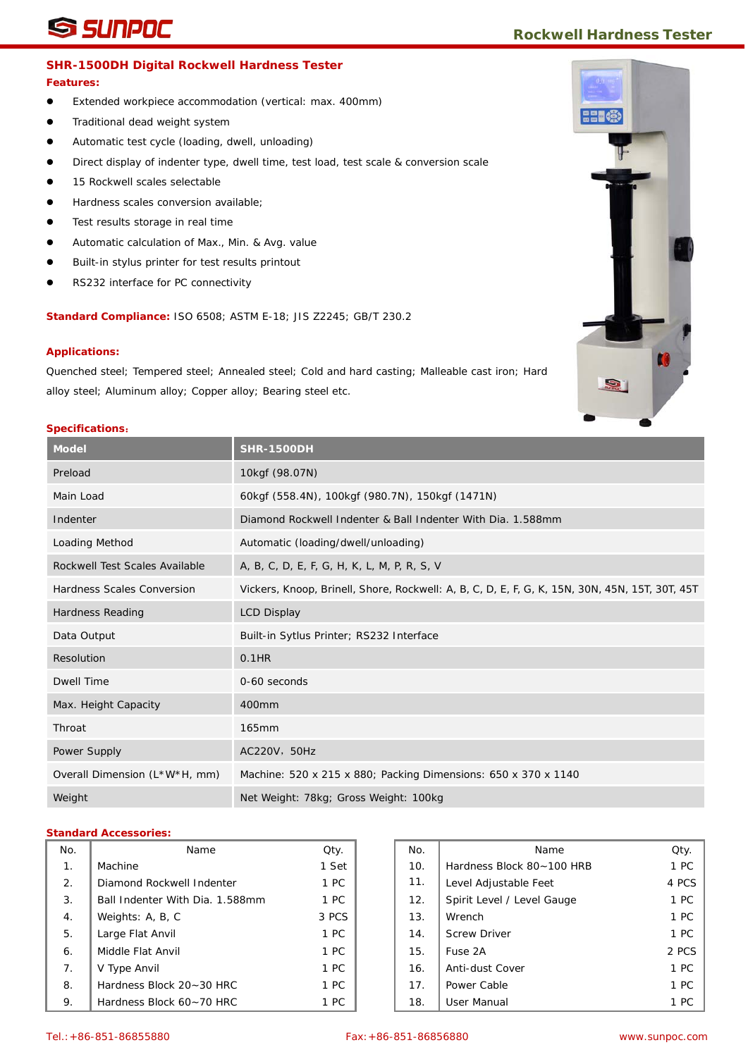## SHR-1500DH Digital Rockwell Hardness Tester

**Features:**

- Extended workpiece accommodation (vertical: max. 400mm)
- Traditional dead weight system
- Automatic test cycle (loading, dwell, unloading)
- Direct display of indenter type, dwell time, test load, test scale & conversion scale
- 15 Rockwell scales selectable
- Hardness scales conversion available;
- Test results storage in real time
- Automatic calculation of Max., Min. & Avg. value
- Built-in stylus printer for test results printout
- RS232 interface for PC connectivity

**Standard Compliance:** ISO 6508; ASTM E-18; JIS Z2245; GB/T 230.2

**Applications:**

Quenched steel; Tempered steel; Annealed steel; Cold and hard casting; Malleable cast iron; Hard alloy steel; Aluminum alloy; Copper alloy; Bearing steel etc.

**Specifications:**

| Model | SHR-1500DH |
|---|---|
| Preload | 10kgf (98.07N) |
| Main Load | 60kgf (558.4N), 100kgf (980.7N), 150kgf (1471N) |
| Indenter | Diamond Rockwell Indenter & Ball Indenter With Dia. 1.588mm |
| Loading Method | Automatic (loading/dwell/unloading) |
| Rockwell Test Scales Available | A, B, C, D, E, F, G, H, K, L, M, P, R, S, V |
| Hardness Scales Conversion | Vickers, Knoop, Brinell, Shore, Rockwell: A, B, C, D, E, F, G, K, 15N, 30N, 45N, 15T, 30T, 45T |
| Hardness Reading | LCD Display |
| Data Output | Built-in Sytlus Printer; RS232 Interface |
| Resolution | 0.1HR |
| Dwell Time | 0-60 seconds |
| Max. Height Capacity | 400mm |
| Throat | 165mm |
| Power Supply | AC220V，50Hz |
| Overall Dimension (L*W*H, mm) | Machine: 520 x 215 x 880; Packing Dimensions: 650 x 370 x 1140 |
| Weight | Net Weight: 78kg; Gross Weight: 100kg |

**Standard Accessories:**

| No. | Name | Qty. |
|---|---|---|
| 1. | Machine | 1 Set |
| 2. | Diamond Rockwell Indenter | 1 PC |
| 3. | Ball Indenter With Dia. 1.588mm | 1 PC |
| 4. | Weights: A, B, C | 3 PCS |
| 5. | Large Flat Anvil | 1 PC |
| 6. | Middle Flat Anvil | 1 PC |
| 7. | V Type Anvil | 1 PC |
| 8. | Hardness Block 20~30 HRC | 1 PC |
| 9. | Hardness Block 60~70 HRC | 1 PC |

| No. | Name | Qty. |
|---|---|---|
| 10. | Hardness Block 80~100 HRB | 1 PC |
| 11. | Level Adjustable Feet | 4 PCS |
| 12. | Spirit Level / Level Gauge | 1 PC |
| 13. | Wrench | 1 PC |
| 14. | Screw Driver | 1 PC |
| 15. | Fuse 2A | 2 PCS |
| 16. | Anti-dust Cover | 1 PC |
| 17. | Power Cable | 1 PC |
| 18. | User Manual | 1 PC |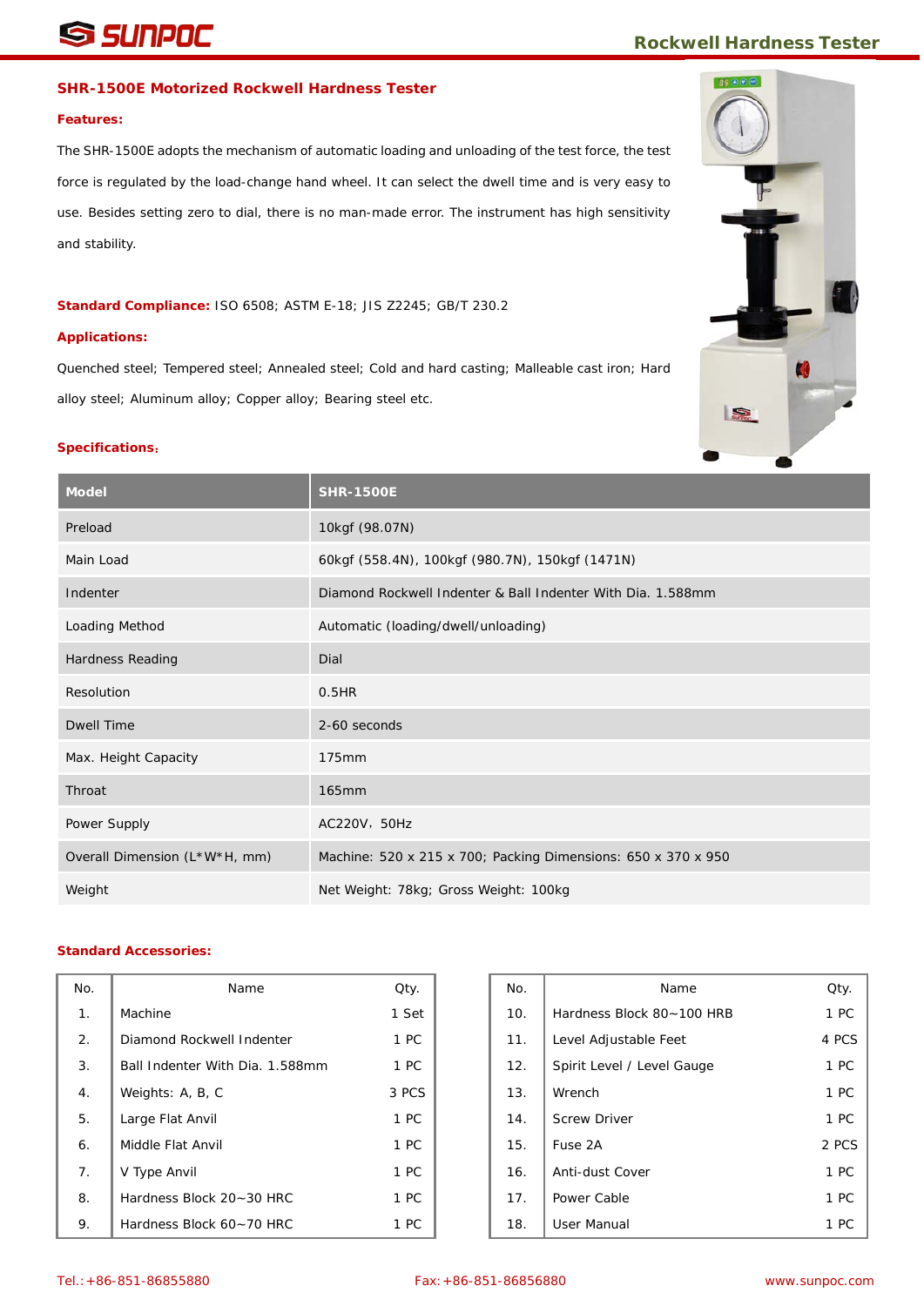## SHR-1500E Motorized Rockwell Hardness Tester

**Features:**

The SHR-1500E adopts the mechanism of automatic loading and unloading of the test force, the test force is regulated by the load-change hand wheel. It can select the dwell time and is very easy to use. Besides setting zero to dial, there is no man-made error. The instrument has high sensitivity and stability.

**Standard Compliance:** ISO 6508; ASTM E-18; JIS Z2245; GB/T 230.2

**Applications:**

Quenched steel; Tempered steel; Annealed steel; Cold and hard casting; Malleable cast iron; Hard alloy steel; Aluminum alloy; Copper alloy; Bearing steel etc.

**Specifications:**

| Model | SHR-1500E |
|---|---|
| Preload | 10kgf (98.07N) |
| Main Load | 60kgf (558.4N), 100kgf (980.7N), 150kgf (1471N) |
| Indenter | Diamond Rockwell Indenter & Ball Indenter With Dia. 1.588mm |
| Loading Method | Automatic (loading/dwell/unloading) |
| Hardness Reading | Dial |
| Resolution | 0.5HR |
| Dwell Time | 2-60 seconds |
| Max. Height Capacity | 175mm |
| Throat | 165mm |
| Power Supply | AC220V，50Hz |
| Overall Dimension (L*W*H, mm) | Machine: 520 x 215 x 700; Packing Dimensions: 650 x 370 x 950 |
| Weight | Net Weight: 78kg; Gross Weight: 100kg |

**Standard Accessories:**

| No. | Name | Qty. |
|---|---|---|
| 1. | Machine | 1 Set |
| 2. | Diamond Rockwell Indenter | 1 PC |
| 3. | Ball Indenter With Dia. 1.588mm | 1 PC |
| 4. | Weights: A, B, C | 3 PCS |
| 5. | Large Flat Anvil | 1 PC |
| 6. | Middle Flat Anvil | 1 PC |
| 7. | V Type Anvil | 1 PC |
| 8. | Hardness Block 20~30 HRC | 1 PC |
| 9. | Hardness Block 60~70 HRC | 1 PC |
| 10. | Hardness Block 80~100 HRB | 1 PC |
| 11. | Level Adjustable Feet | 4 PCS |
| 12. | Spirit Level / Level Gauge | 1 PC |
| 13. | Wrench | 1 PC |
| 14. | Screw Driver | 1 PC |
| 15. | Fuse 2A | 2 PCS |
| 16. | Anti-dust Cover | 1 PC |
| 17. | Power Cable | 1 PC |
| 18. | User Manual | 1 PC |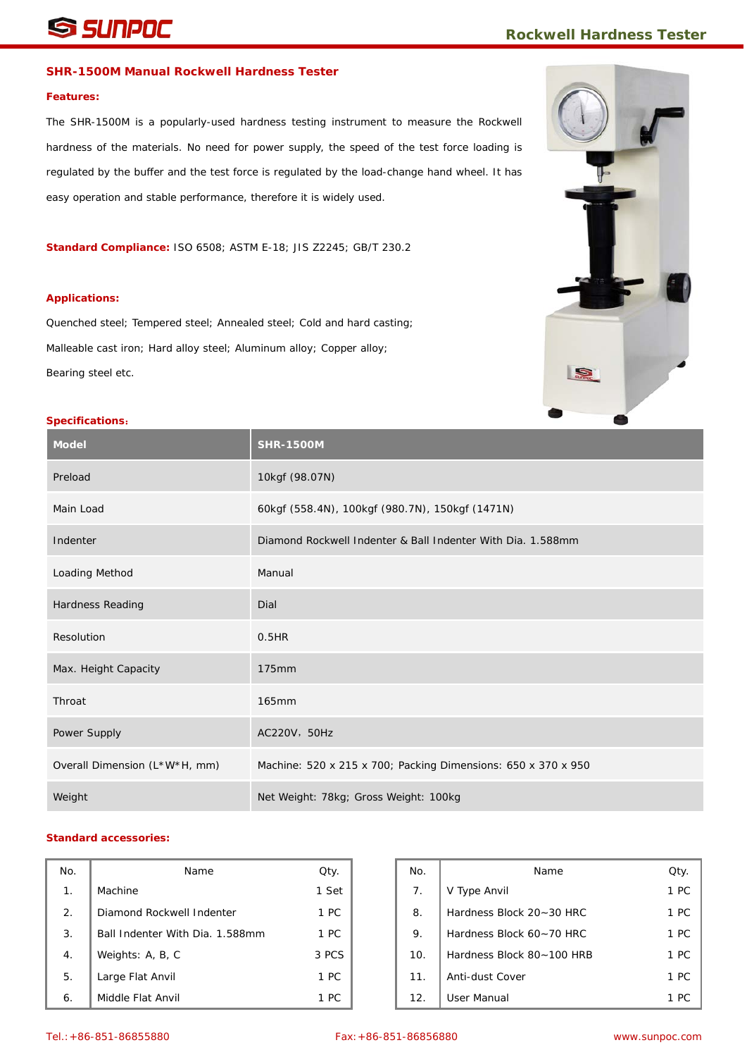## SHR-1500M Manual Rockwell Hardness Tester

**Features:**

The SHR-1500M is a popularly-used hardness testing instrument to measure the Rockwell hardness of the materials. No need for power supply, the speed of the test force loading is regulated by the buffer and the test force is regulated by the load-change hand wheel. It has easy operation and stable performance, therefore it is widely used.

**Standard Compliance:** ISO 6508; ASTM E-18; JIS Z2245; GB/T 230.2

**Applications:**

Quenched steel; Tempered steel; Annealed steel; Cold and hard casting;

Malleable cast iron; Hard alloy steel; Aluminum alloy; Copper alloy;

Bearing steel etc.

**Specifications:**

| Model | SHR-1500M |
|---|---|
| Preload | 10kgf (98.07N) |
| Main Load | 60kgf (558.4N), 100kgf (980.7N), 150kgf (1471N) |
| Indenter | Diamond Rockwell Indenter & Ball Indenter With Dia. 1.588mm |
| Loading Method | Manual |
| Hardness Reading | Dial |
| Resolution | 0.5HR |
| Max. Height Capacity | 175mm |
| Throat | 165mm |
| Power Supply | AC220V，50Hz |
| Overall Dimension (L*W*H, mm) | Machine: 520 x 215 x 700; Packing Dimensions: 650 x 370 x 950 |
| Weight | Net Weight: 78kg; Gross Weight: 100kg |

**Standard accessories:**

| No. | Name | Qty. |
|---|---|---|
| 1. | Machine | 1 Set |
| 2. | Diamond Rockwell Indenter | 1 PC |
| 3. | Ball Indenter With Dia. 1.588mm | 1 PC |
| 4. | Weights: A, B, C | 3 PCS |
| 5. | Large Flat Anvil | 1 PC |
| 6. | Middle Flat Anvil | 1 PC |

| No. | Name | Qty. |
|---|---|---|
| 7. | V Type Anvil | 1 PC |
| 8. | Hardness Block 20~30 HRC | 1 PC |
| 9. | Hardness Block 60~70 HRC | 1 PC |
| 10. | Hardness Block 80~100 HRB | 1 PC |
| 11. | Anti-dust Cover | 1 PC |
| 12. | User Manual | 1 PC |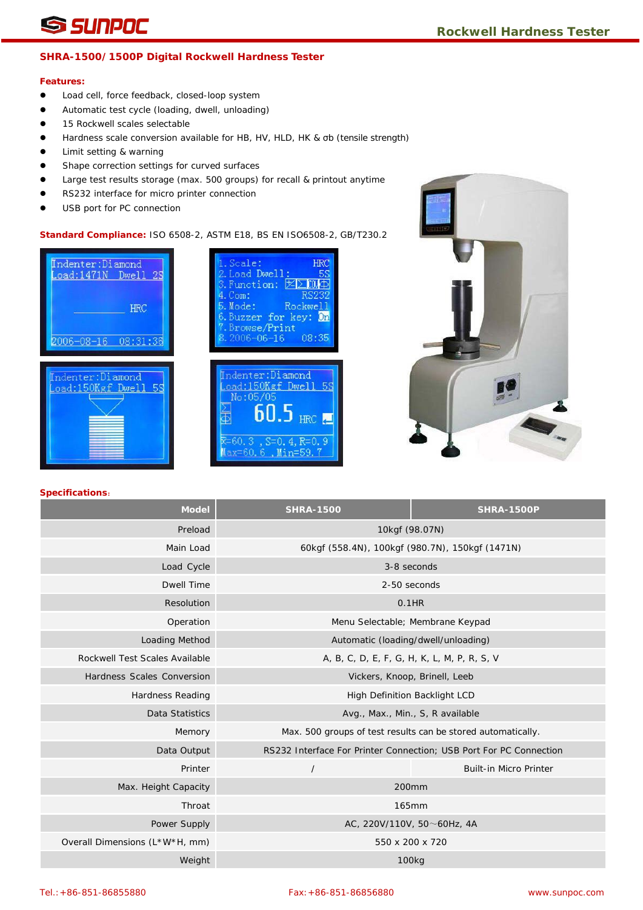## SHRA-1500/ 1500P Digital Rockwell Hardness Tester

**Features:**

- Load cell, force feedback, closed-loop system
- Automatic test cycle (loading, dwell, unloading)
- 15 Rockwell scales selectable
- Hardness scale conversion available for HB, HV, HLD, HK & σb (tensile strength)
- Limit setting & warning
- Shape correction settings for curved surfaces
- Large test results storage (max. 500 groups) for recall & printout anytime
- RS232 interface for micro printer connection
- USB port for PC connection

**Standard Compliance:** ISO 6508-2, ASTM E18, BS EN ISO6508-2, GB/T230.2

**Specifications:**

| Model | SHRA-1500 | SHRA-1500P |
|---|---|---|
| Preload | 10kgf (98.07N) | |
| Main Load | 60kgf (558.4N), 100kgf (980.7N), 150kgf (1471N) | |
| Load Cycle | 3-8 seconds | |
| Dwell Time | 2-50 seconds | |
| Resolution | 0.1HR | |
| Operation | Menu Selectable; Membrane Keypad | |
| Loading Method | Automatic (loading/dwell/unloading) | |
| Rockwell Test Scales Available | A, B, C, D, E, F, G, H, K, L, M, P, R, S, V | |
| Hardness Scales Conversion | Vickers, Knoop, Brinell, Leeb | |
| Hardness Reading | High Definition Backlight LCD | |
| Data Statistics | Avg., Max., Min., S, R available | |
| Memory | Max. 500 groups of test results can be stored automatically. | |
| Data Output | RS232 Interface For Printer Connection; USB Port For PC Connection | |
| Printer | / | Built-in Micro Printer |
| Max. Height Capacity | 200mm | |
| Throat | 165mm | |
| Power Supply | AC, 220V/110V, 50～60Hz, 4A | |
| Overall Dimensions (L*W*H, mm) | 550 x 200 x 720 | |
| Weight | 100kg | |

Tel.: +86-851-86855880 Fax: +86-851-86856880 www.sunpoc.com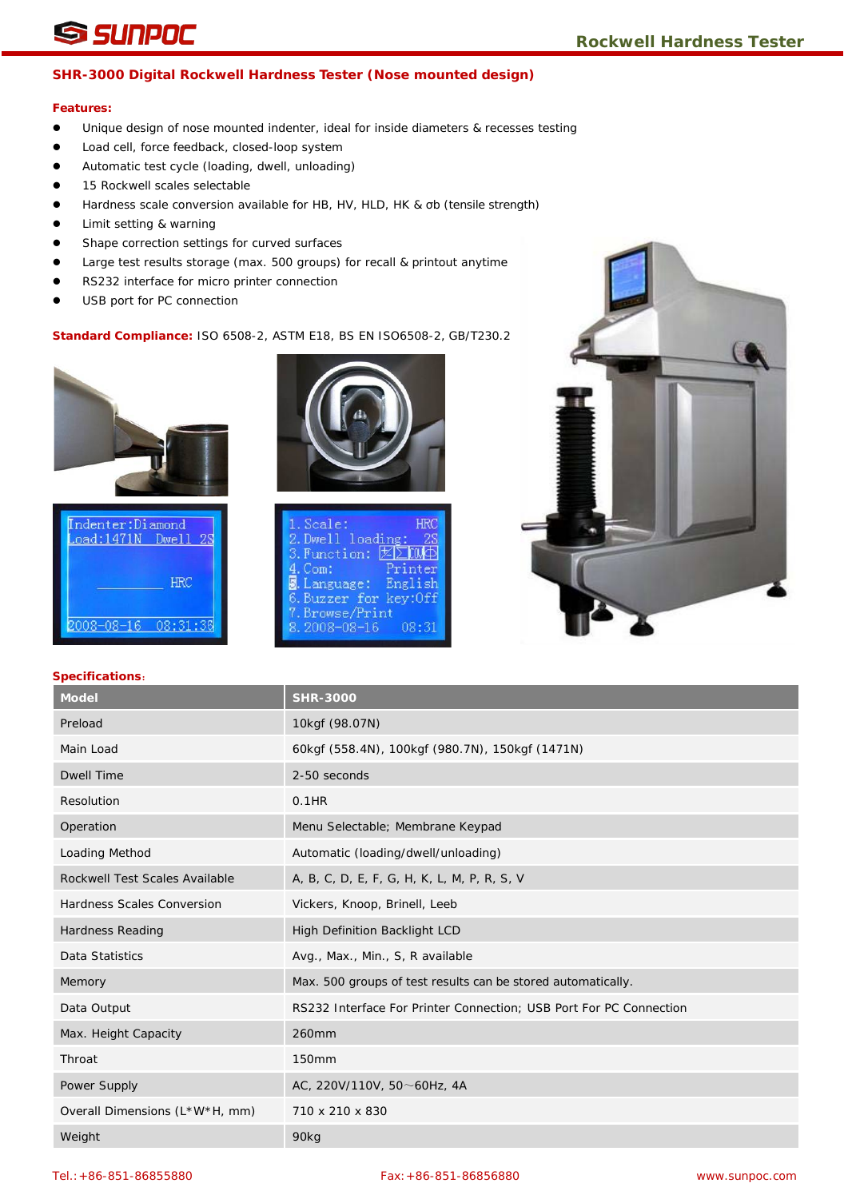## SHR-3000 Digital Rockwell Hardness Tester (Nose mounted design)

**Features:**

- Unique design of nose mounted indenter, ideal for inside diameters & recesses testing
- Load cell, force feedback, closed-loop system
- Automatic test cycle (loading, dwell, unloading)
- 15 Rockwell scales selectable
- Hardness scale conversion available for HB, HV, HLD, HK & σb (tensile strength)
- Limit setting & warning
- Shape correction settings for curved surfaces
- Large test results storage (max. 500 groups) for recall & printout anytime
- RS232 interface for micro printer connection
- USB port for PC connection

**Standard Compliance:** ISO 6508-2, ASTM E18, BS EN ISO6508-2, GB/T230.2

**Specifications:**

| Model | SHR-3000 |
|---|---|
| Preload | 10kgf (98.07N) |
| Main Load | 60kgf (558.4N), 100kgf (980.7N), 150kgf (1471N) |
| Dwell Time | 2-50 seconds |
| Resolution | 0.1HR |
| Operation | Menu Selectable; Membrane Keypad |
| Loading Method | Automatic (loading/dwell/unloading) |
| Rockwell Test Scales Available | A, B, C, D, E, F, G, H, K, L, M, P, R, S, V |
| Hardness Scales Conversion | Vickers, Knoop, Brinell, Leeb |
| Hardness Reading | High Definition Backlight LCD |
| Data Statistics | Avg., Max., Min., S, R available |
| Memory | Max. 500 groups of test results can be stored automatically. |
| Data Output | RS232 Interface For Printer Connection; USB Port For PC Connection |
| Max. Height Capacity | 260mm |
| Throat | 150mm |
| Power Supply | AC, 220V/110V, 50~60Hz, 4A |
| Overall Dimensions (L*W*H, mm) | 710 x 210 x 830 |
| Weight | 90kg |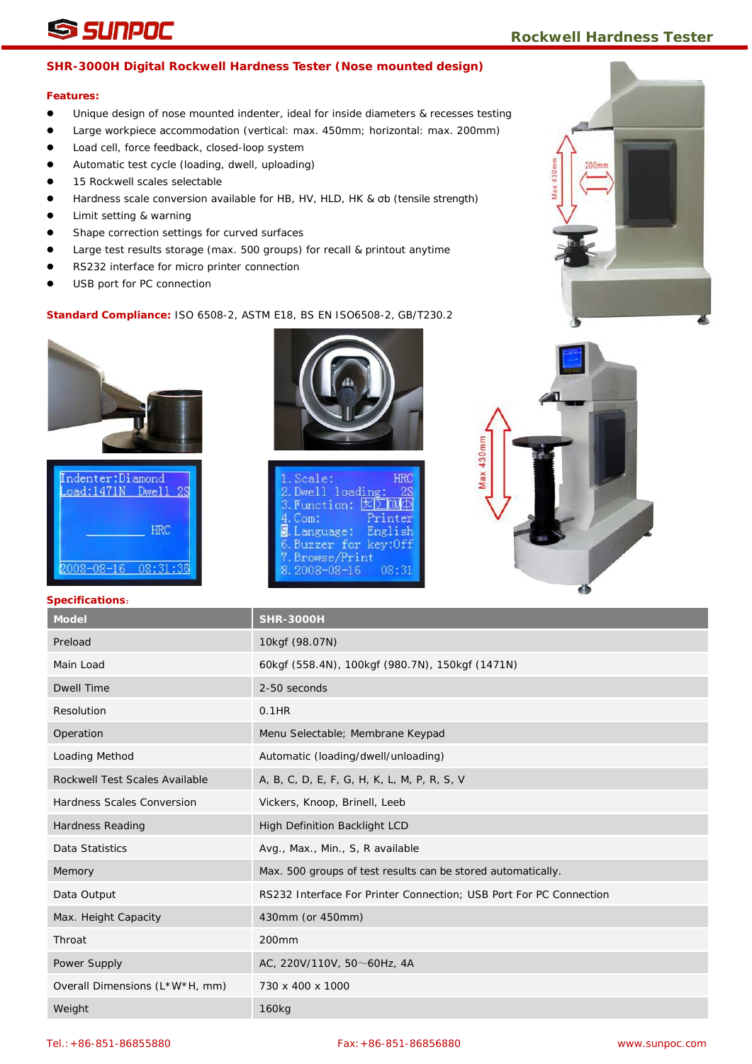## SHR-3000H Digital Rockwell Hardness Tester (Nose mounted design)

**Features:**

- Unique design of nose mounted indenter, ideal for inside diameters & recesses testing
- Large workpiece accommodation (vertical: max. 450mm; horizontal: max. 200mm)
- Load cell, force feedback, closed-loop system
- Automatic test cycle (loading, dwell, uploading)
- 15 Rockwell scales selectable
- Hardness scale conversion available for HB, HV, HLD, HK & σb (tensile strength)
- Limit setting & warning
- Shape correction settings for curved surfaces
- Large test results storage (max. 500 groups) for recall & printout anytime
- RS232 interface for micro printer connection
- USB port for PC connection

**Standard Compliance:** ISO 6508-2, ASTM E18, BS EN ISO6508-2, GB/T230.2

**Specifications:**

| Model | SHR-3000H |
|---|---|
| Preload | 10kgf (98.07N) |
| Main Load | 60kgf (558.4N), 100kgf (980.7N), 150kgf (1471N) |
| Dwell Time | 2-50 seconds |
| Resolution | 0.1HR |
| Operation | Menu Selectable; Membrane Keypad |
| Loading Method | Automatic (loading/dwell/unloading) |
| Rockwell Test Scales Available | A, B, C, D, E, F, G, H, K, L, M, P, R, S, V |
| Hardness Scales Conversion | Vickers, Knoop, Brinell, Leeb |
| Hardness Reading | High Definition Backlight LCD |
| Data Statistics | Avg., Max., Min., S, R available |
| Memory | Max. 500 groups of test results can be stored automatically. |
| Data Output | RS232 Interface For Printer Connection; USB Port For PC Connection |
| Max. Height Capacity | 430mm (or 450mm) |
| Throat | 200mm |
| Power Supply | AC, 220V/110V, 50～60Hz, 4A |
| Overall Dimensions (L*W*H, mm) | 730 x 400 x 1000 |
| Weight | 160kg |

Tel.:+86-851-86855880 Fax:+86-851-86856880 www.sunpoc.com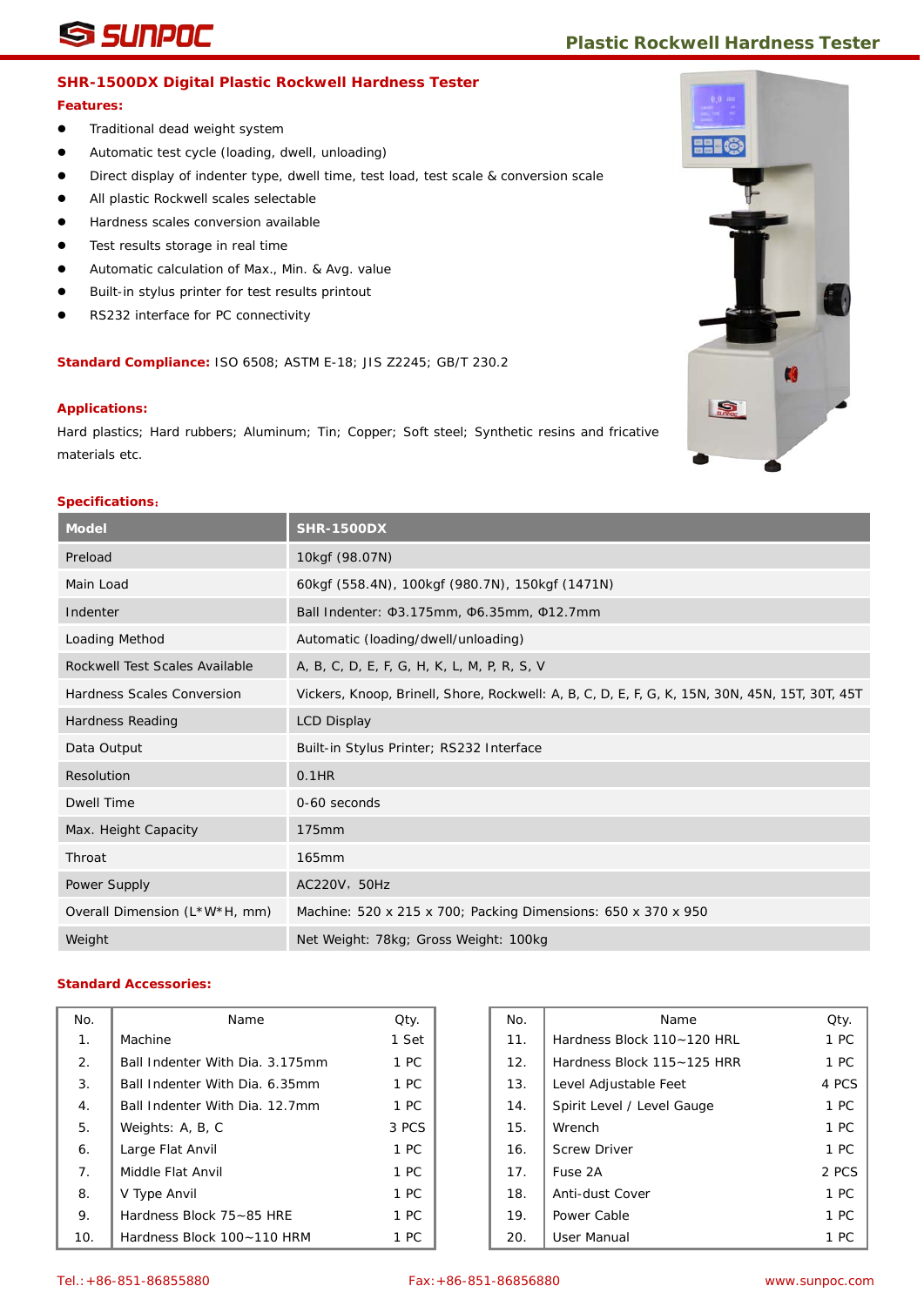## SHR-1500DX Digital Plastic Rockwell Hardness Tester

**Features:**

- Traditional dead weight system
- Automatic test cycle (loading, dwell, unloading)
- Direct display of indenter type, dwell time, test load, test scale & conversion scale
- All plastic Rockwell scales selectable
- Hardness scales conversion available
- Test results storage in real time
- Automatic calculation of Max., Min. & Avg. value
- Built-in stylus printer for test results printout
- RS232 interface for PC connectivity

**Standard Compliance:** ISO 6508; ASTM E-18; JIS Z2245; GB/T 230.2

**Applications:**

Hard plastics; Hard rubbers; Aluminum; Tin; Copper; Soft steel; Synthetic resins and fricative materials etc.

**Specifications:**

| Model | SHR-1500DX |
|---|---|
| Preload | 10kgf (98.07N) |
| Main Load | 60kgf (558.4N), 100kgf (980.7N), 150kgf (1471N) |
| Indenter | Ball Indenter: Φ3.175mm, Φ6.35mm, Φ12.7mm |
| Loading Method | Automatic (loading/dwell/unloading) |
| Rockwell Test Scales Available | A, B, C, D, E, F, G, H, K, L, M, P, R, S, V |
| Hardness Scales Conversion | Vickers, Knoop, Brinell, Shore, Rockwell: A, B, C, D, E, F, G, K, 15N, 30N, 45N, 15T, 30T, 45T |
| Hardness Reading | LCD Display |
| Data Output | Built-in Stylus Printer; RS232 Interface |
| Resolution | 0.1HR |
| Dwell Time | 0-60 seconds |
| Max. Height Capacity | 175mm |
| Throat | 165mm |
| Power Supply | AC220V，50Hz |
| Overall Dimension (L*W*H, mm) | Machine: 520 x 215 x 700; Packing Dimensions: 650 x 370 x 950 |
| Weight | Net Weight: 78kg; Gross Weight: 100kg |

**Standard Accessories:**

| No. | Name | Qty. |
|---|---|---|
| 1. | Machine | 1 Set |
| 2. | Ball Indenter With Dia. 3.175mm | 1 PC |
| 3. | Ball Indenter With Dia. 6.35mm | 1 PC |
| 4. | Ball Indenter With Dia. 12.7mm | 1 PC |
| 5. | Weights: A, B, C | 3 PCS |
| 6. | Large Flat Anvil | 1 PC |
| 7. | Middle Flat Anvil | 1 PC |
| 8. | V Type Anvil | 1 PC |
| 9. | Hardness Block 75~85 HRE | 1 PC |
| 10. | Hardness Block 100~110 HRM | 1 PC |
| 11. | Hardness Block 110~120 HRL | 1 PC |
| 12. | Hardness Block 115~125 HRR | 1 PC |
| 13. | Level Adjustable Feet | 4 PCS |
| 14. | Spirit Level / Level Gauge | 1 PC |
| 15. | Wrench | 1 PC |
| 16. | Screw Driver | 1 PC |
| 17. | Fuse 2A | 2 PCS |
| 18. | Anti-dust Cover | 1 PC |
| 19. | Power Cable | 1 PC |
| 20. | User Manual | 1 PC |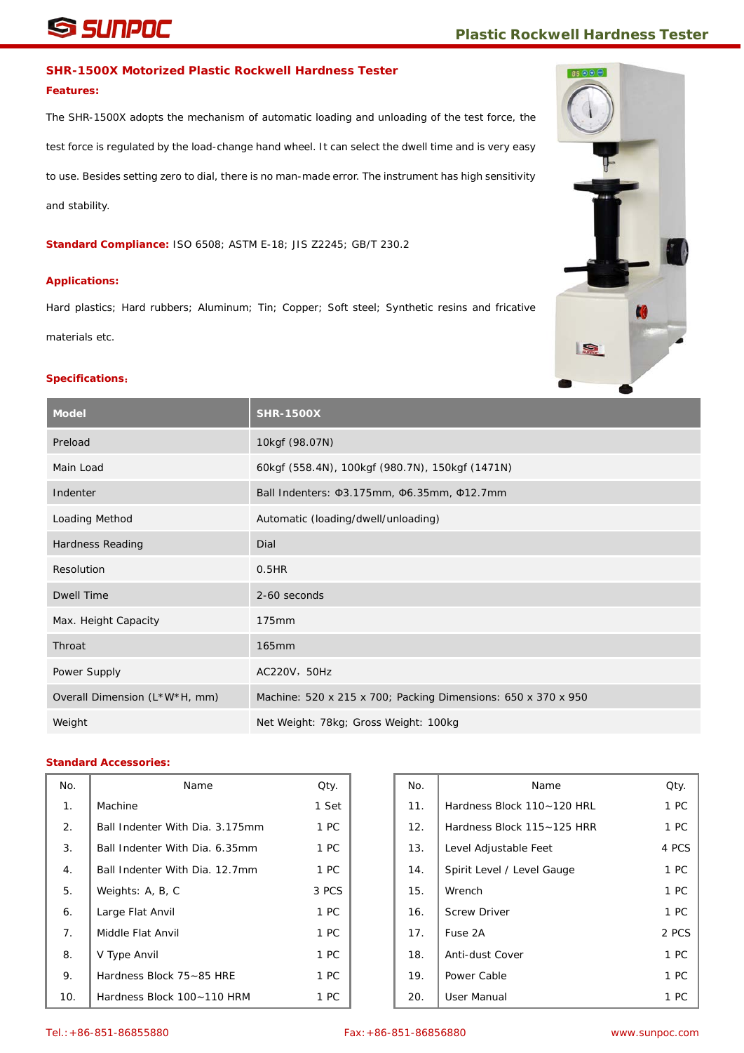## SHR-1500X Motorized Plastic Rockwell Hardness Tester

**Features:**

The SHR-1500X adopts the mechanism of automatic loading and unloading of the test force, the test force is regulated by the load-change hand wheel. It can select the dwell time and is very easy to use. Besides setting zero to dial, there is no man-made error. The instrument has high sensitivity and stability.

**Standard Compliance:** ISO 6508; ASTM E-18; JIS Z2245; GB/T 230.2

**Applications:**

Hard plastics; Hard rubbers; Aluminum; Tin; Copper; Soft steel; Synthetic resins and fricative materials etc.

**Specifications:**

| Model | SHR-1500X |
|---|---|
| Preload | 10kgf (98.07N) |
| Main Load | 60kgf (558.4N), 100kgf (980.7N), 150kgf (1471N) |
| Indenter | Ball Indenters: Φ3.175mm, Φ6.35mm, Φ12.7mm |
| Loading Method | Automatic (loading/dwell/unloading) |
| Hardness Reading | Dial |
| Resolution | 0.5HR |
| Dwell Time | 2-60 seconds |
| Max. Height Capacity | 175mm |
| Throat | 165mm |
| Power Supply | AC220V，50Hz |
| Overall Dimension (L*W*H, mm) | Machine: 520 x 215 x 700; Packing Dimensions: 650 x 370 x 950 |
| Weight | Net Weight: 78kg; Gross Weight: 100kg |

**Standard Accessories:**

| No. | Name | Qty. |
|---|---|---|
| 1. | Machine | 1 Set |
| 2. | Ball Indenter With Dia. 3.175mm | 1 PC |
| 3. | Ball Indenter With Dia. 6.35mm | 1 PC |
| 4. | Ball Indenter With Dia. 12.7mm | 1 PC |
| 5. | Weights: A, B, C | 3 PCS |
| 6. | Large Flat Anvil | 1 PC |
| 7. | Middle Flat Anvil | 1 PC |
| 8. | V Type Anvil | 1 PC |
| 9. | Hardness Block 75~85 HRE | 1 PC |
| 10. | Hardness Block 100~110 HRM | 1 PC |
| 11. | Hardness Block 110~120 HRL | 1 PC |
| 12. | Hardness Block 115~125 HRR | 1 PC |
| 13. | Level Adjustable Feet | 4 PCS |
| 14. | Spirit Level / Level Gauge | 1 PC |
| 15. | Wrench | 1 PC |
| 16. | Screw Driver | 1 PC |
| 17. | Fuse 2A | 2 PCS |
| 18. | Anti-dust Cover | 1 PC |
| 19. | Power Cable | 1 PC |
| 20. | User Manual | 1 PC |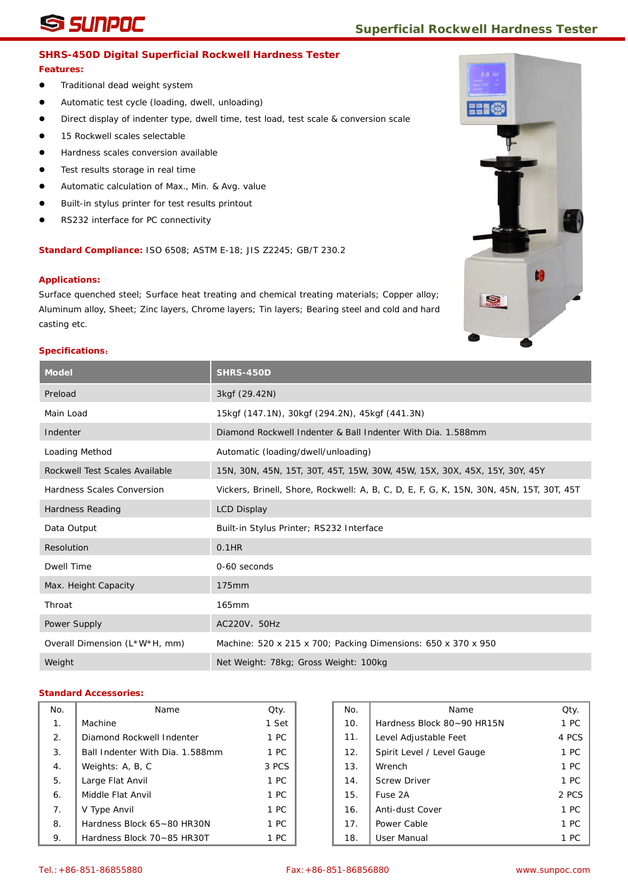## SHRS-450D Digital Superficial Rockwell Hardness Tester

**Features:**

- Traditional dead weight system
- Automatic test cycle (loading, dwell, unloading)
- Direct display of indenter type, dwell time, test load, test scale & conversion scale
- 15 Rockwell scales selectable
- Hardness scales conversion available
- Test results storage in real time
- Automatic calculation of Max., Min. & Avg. value
- Built-in stylus printer for test results printout
- RS232 interface for PC connectivity

**Standard Compliance:** ISO 6508; ASTM E-18; JIS Z2245; GB/T 230.2

**Applications:**

Surface quenched steel; Surface heat treating and chemical treating materials; Copper alloy; Aluminum alloy, Sheet; Zinc layers, Chrome layers; Tin layers; Bearing steel and cold and hard casting etc.

**Specifications:**

| Model | SHRS-450D |
|---|---|
| Preload | 3kgf (29.42N) |
| Main Load | 15kgf (147.1N), 30kgf (294.2N), 45kgf (441.3N) |
| Indenter | Diamond Rockwell Indenter & Ball Indenter With Dia. 1.588mm |
| Loading Method | Automatic (loading/dwell/unloading) |
| Rockwell Test Scales Available | 15N, 30N, 45N, 15T, 30T, 45T, 15W, 30W, 45W, 15X, 30X, 45X, 15Y, 30Y, 45Y |
| Hardness Scales Conversion | Vickers, Brinell, Shore, Rockwell: A, B, C, D, E, F, G, K, 15N, 30N, 45N, 15T, 30T, 45T |
| Hardness Reading | LCD Display |
| Data Output | Built-in Stylus Printer; RS232 Interface |
| Resolution | 0.1HR |
| Dwell Time | 0-60 seconds |
| Max. Height Capacity | 175mm |
| Throat | 165mm |
| Power Supply | AC220V，50Hz |
| Overall Dimension (L*W*H, mm) | Machine: 520 x 215 x 700; Packing Dimensions: 650 x 370 x 950 |
| Weight | Net Weight: 78kg; Gross Weight: 100kg |

**Standard Accessories:**

| No. | Name | Qty. |
|---|---|---|
| 1. | Machine | 1 Set |
| 2. | Diamond Rockwell Indenter | 1 PC |
| 3. | Ball Indenter With Dia. 1.588mm | 1 PC |
| 4. | Weights: A, B, C | 3 PCS |
| 5. | Large Flat Anvil | 1 PC |
| 6. | Middle Flat Anvil | 1 PC |
| 7. | V Type Anvil | 1 PC |
| 8. | Hardness Block 65~80 HR30N | 1 PC |
| 9. | Hardness Block 70~85 HR30T | 1 PC |
| 10. | Hardness Block 80~90 HR15N | 1 PC |
| 11. | Level Adjustable Feet | 4 PCS |
| 12. | Spirit Level / Level Gauge | 1 PC |
| 13. | Wrench | 1 PC |
| 14. | Screw Driver | 1 PC |
| 15. | Fuse 2A | 2 PCS |
| 16. | Anti-dust Cover | 1 PC |
| 17. | Power Cable | 1 PC |
| 18. | User Manual | 1 PC |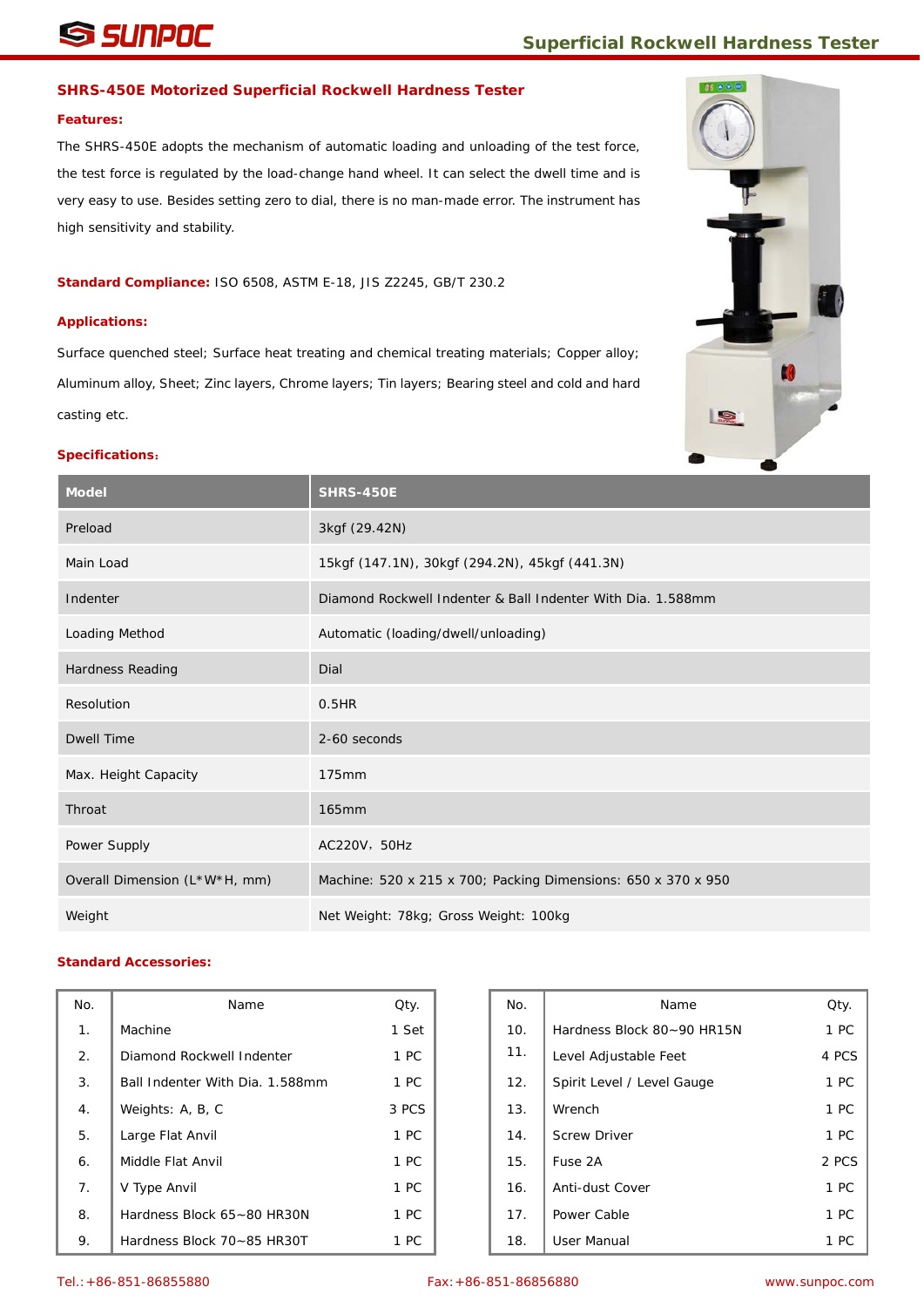## SHRS-450E Motorized Superficial Rockwell Hardness Tester

**Features:**

The SHRS-450E adopts the mechanism of automatic loading and unloading of the test force, the test force is regulated by the load-change hand wheel. It can select the dwell time and is very easy to use. Besides setting zero to dial, there is no man-made error. The instrument has high sensitivity and stability.

**Standard Compliance:** ISO 6508, ASTM E-18, JIS Z2245, GB/T 230.2

**Applications:**

Surface quenched steel; Surface heat treating and chemical treating materials; Copper alloy; Aluminum alloy, Sheet; Zinc layers, Chrome layers; Tin layers; Bearing steel and cold and hard casting etc.

**Specifications:**

| Model | SHRS-450E |
|---|---|
| Preload | 3kgf (29.42N) |
| Main Load | 15kgf (147.1N), 30kgf (294.2N), 45kgf (441.3N) |
| Indenter | Diamond Rockwell Indenter & Ball Indenter With Dia. 1.588mm |
| Loading Method | Automatic (loading/dwell/unloading) |
| Hardness Reading | Dial |
| Resolution | 0.5HR |
| Dwell Time | 2-60 seconds |
| Max. Height Capacity | 175mm |
| Throat | 165mm |
| Power Supply | AC220V，50Hz |
| Overall Dimension (L*W*H, mm) | Machine: 520 x 215 x 700; Packing Dimensions: 650 x 370 x 950 |
| Weight | Net Weight: 78kg; Gross Weight: 100kg |

**Standard Accessories:**

| No. | Name | Qty. |
|---|---|---|
| 1. | Machine | 1 Set |
| 2. | Diamond Rockwell Indenter | 1 PC |
| 3. | Ball Indenter With Dia. 1.588mm | 1 PC |
| 4. | Weights: A, B, C | 3 PCS |
| 5. | Large Flat Anvil | 1 PC |
| 6. | Middle Flat Anvil | 1 PC |
| 7. | V Type Anvil | 1 PC |
| 8. | Hardness Block 65~80 HR30N | 1 PC |
| 9. | Hardness Block 70~85 HR30T | 1 PC |

| No. | Name | Qty. |
|---|---|---|
| 10. | Hardness Block 80~90 HR15N | 1 PC |
| 11. | Level Adjustable Feet | 4 PCS |
| 12. | Spirit Level / Level Gauge | 1 PC |
| 13. | Wrench | 1 PC |
| 14. | Screw Driver | 1 PC |
| 15. | Fuse 2A | 2 PCS |
| 16. | Anti-dust Cover | 1 PC |
| 17. | Power Cable | 1 PC |
| 18. | User Manual | 1 PC |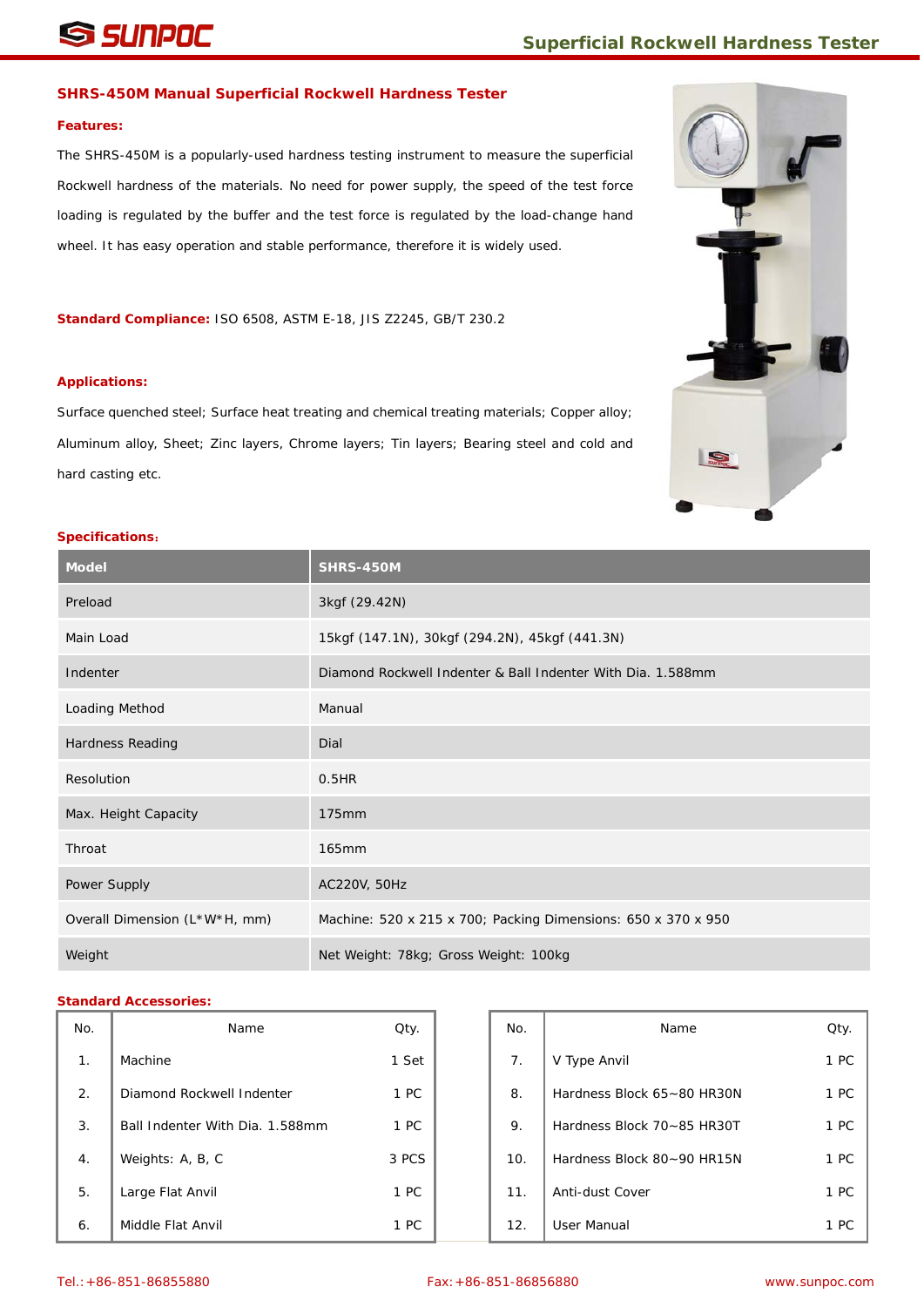## SHRS-450M Manual Superficial Rockwell Hardness Tester

**Features:**

The SHRS-450M is a popularly-used hardness testing instrument to measure the superficial Rockwell hardness of the materials. No need for power supply, the speed of the test force loading is regulated by the buffer and the test force is regulated by the load-change hand wheel. It has easy operation and stable performance, therefore it is widely used.

**Standard Compliance:** ISO 6508, ASTM E-18, JIS Z2245, GB/T 230.2

**Applications:**

Surface quenched steel; Surface heat treating and chemical treating materials; Copper alloy; Aluminum alloy, Sheet; Zinc layers, Chrome layers; Tin layers; Bearing steel and cold and hard casting etc.

**Specifications:**

| Model | SHRS-450M |
|---|---|
| Preload | 3kgf (29.42N) |
| Main Load | 15kgf (147.1N), 30kgf (294.2N), 45kgf (441.3N) |
| Indenter | Diamond Rockwell Indenter & Ball Indenter With Dia. 1.588mm |
| Loading Method | Manual |
| Hardness Reading | Dial |
| Resolution | 0.5HR |
| Max. Height Capacity | 175mm |
| Throat | 165mm |
| Power Supply | AC220V, 50Hz |
| Overall Dimension (L*W*H, mm) | Machine: 520 x 215 x 700; Packing Dimensions: 650 x 370 x 950 |
| Weight | Net Weight: 78kg; Gross Weight: 100kg |

**Standard Accessories:**

| No. | Name | Qty. |
|---|---|---|
| 1. | Machine | 1 Set |
| 2. | Diamond Rockwell Indenter | 1 PC |
| 3. | Ball Indenter With Dia. 1.588mm | 1 PC |
| 4. | Weights: A, B, C | 3 PCS |
| 5. | Large Flat Anvil | 1 PC |
| 6. | Middle Flat Anvil | 1 PC |
| 7. | V Type Anvil | 1 PC |
| 8. | Hardness Block 65~80 HR30N | 1 PC |
| 9. | Hardness Block 70~85 HR30T | 1 PC |
| 10. | Hardness Block 80~90 HR15N | 1 PC |
| 11. | Anti-dust Cover | 1 PC |
| 12. | User Manual | 1 PC |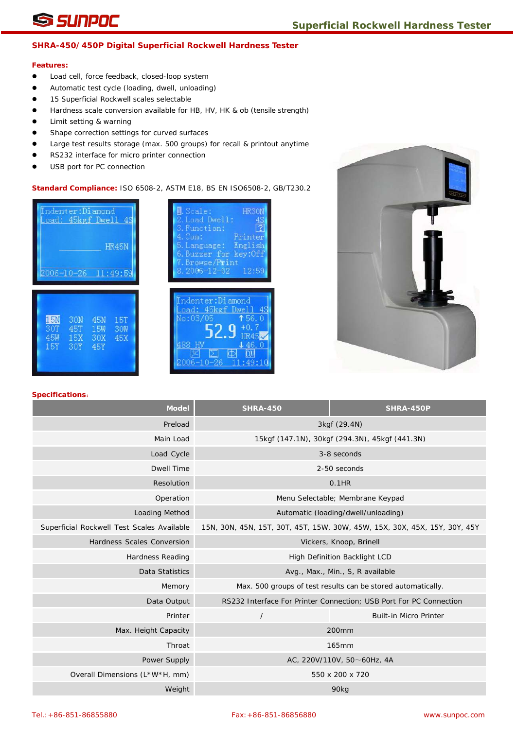## SHRA-450/450P Digital Superficial Rockwell Hardness Tester

**Features:**

- Load cell, force feedback, closed-loop system
- Automatic test cycle (loading, dwell, unloading)
- 15 Superficial Rockwell scales selectable
- Hardness scale conversion available for HB, HV, HK & σb (tensile strength)
- Limit setting & warning
- Shape correction settings for curved surfaces
- Large test results storage (max. 500 groups) for recall & printout anytime
- RS232 interface for micro printer connection
- USB port for PC connection

**Standard Compliance:** ISO 6508-2, ASTM E18, BS EN ISO6508-2, GB/T230.2

**Specifications:**

| Model | SHRA-450 | SHRA-450P |
|---:|---|---|
| Preload | 3kgf (29.4N) | |
| Main Load | 15kgf (147.1N), 30kgf (294.3N), 45kgf (441.3N) | |
| Load Cycle | 3-8 seconds | |
| Dwell Time | 2-50 seconds | |
| Resolution | 0.1HR | |
| Operation | Menu Selectable; Membrane Keypad | |
| Loading Method | Automatic (loading/dwell/unloading) | |
| Superficial Rockwell Test Scales Available | 15N, 30N, 45N, 15T, 30T, 45T, 15W, 30W, 45W, 15X, 30X, 45X, 15Y, 30Y, 45Y | |
| Hardness Scales Conversion | Vickers, Knoop, Brinell | |
| Hardness Reading | High Definition Backlight LCD | |
| Data Statistics | Avg., Max., Min., S, R available | |
| Memory | Max. 500 groups of test results can be stored automatically. | |
| Data Output | RS232 Interface For Printer Connection; USB Port For PC Connection | |
| Printer | / | Built-in Micro Printer |
| Max. Height Capacity | 200mm | |
| Throat | 165mm | |
| Power Supply | AC, 220V/110V, 50～60Hz, 4A | |
| Overall Dimensions (L*W*H, mm) | 550 x 200 x 720 | |
| Weight | 90kg | |

Tel.:+86-851-86855880 Fax:+86-851-86856880 www.sunpoc.com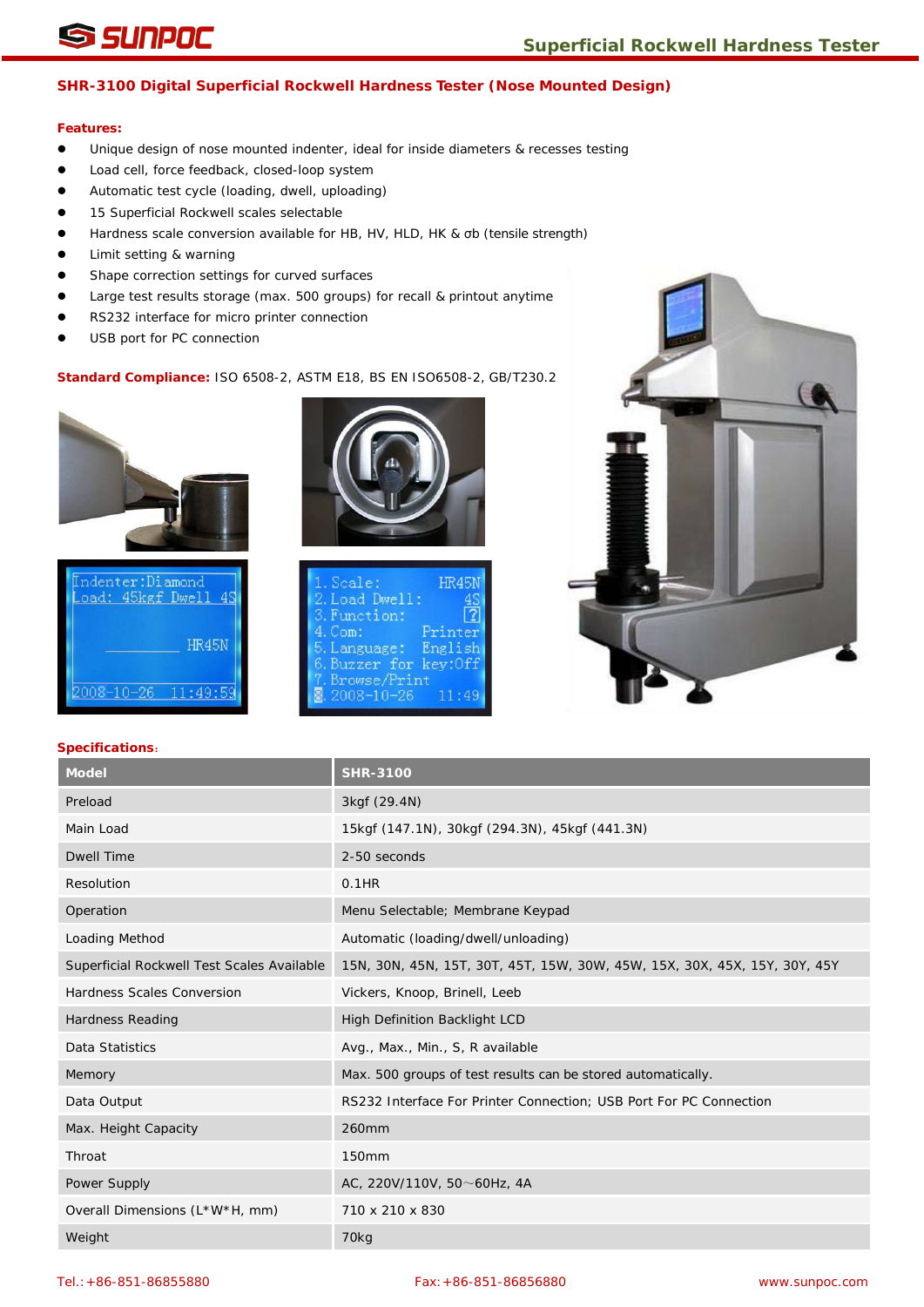## SHR-3100 Digital Superficial Rockwell Hardness Tester (Nose Mounted Design)

**Features:**

- Unique design of nose mounted indenter, ideal for inside diameters & recesses testing
- Load cell, force feedback, closed-loop system
- Automatic test cycle (loading, dwell, uploading)
- 15 Superficial Rockwell scales selectable
- Hardness scale conversion available for HB, HV, HLD, HK & σb (tensile strength)
- Limit setting & warning
- Shape correction settings for curved surfaces
- Large test results storage (max. 500 groups) for recall & printout anytime
- RS232 interface for micro printer connection
- USB port for PC connection

**Standard Compliance:** ISO 6508-2, ASTM E18, BS EN ISO6508-2, GB/T230.2

**Specifications:**

| Model | SHR-3100 |
|---|---|
| Preload | 3kgf (29.4N) |
| Main Load | 15kgf (147.1N), 30kgf (294.3N), 45kgf (441.3N) |
| Dwell Time | 2-50 seconds |
| Resolution | 0.1HR |
| Operation | Menu Selectable; Membrane Keypad |
| Loading Method | Automatic (loading/dwell/unloading) |
| Superficial Rockwell Test Scales Available | 15N, 30N, 45N, 15T, 30T, 45T, 15W, 30W, 45W, 15X, 30X, 45X, 15Y, 30Y, 45Y |
| Hardness Scales Conversion | Vickers, Knoop, Brinell, Leeb |
| Hardness Reading | High Definition Backlight LCD |
| Data Statistics | Avg., Max., Min., S, R available |
| Memory | Max. 500 groups of test results can be stored automatically. |
| Data Output | RS232 Interface For Printer Connection; USB Port For PC Connection |
| Max. Height Capacity | 260mm |
| Throat | 150mm |
| Power Supply | AC, 220V/110V, 50～60Hz, 4A |
| Overall Dimensions (L*W*H, mm) | 710 x 210 x 830 |
| Weight | 70kg |

Tel.:+86-851-86855880 Fax:+86-851-86856880 www.sunpoc.com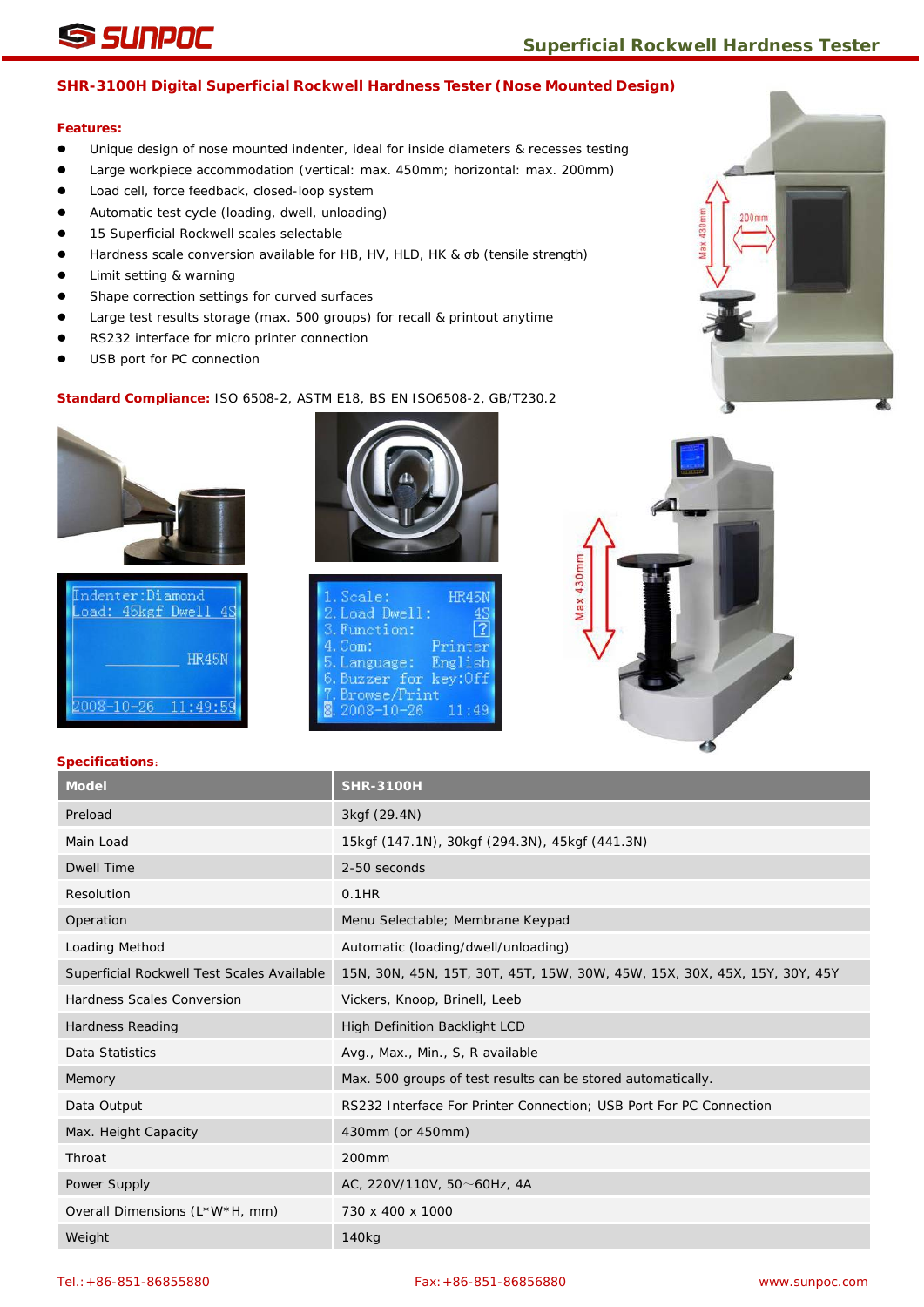## SHR-3100H Digital Superficial Rockwell Hardness Tester (Nose Mounted Design)

**Features:**

- Unique design of nose mounted indenter, ideal for inside diameters & recesses testing
- Large workpiece accommodation (vertical: max. 450mm; horizontal: max. 200mm)
- Load cell, force feedback, closed-loop system
- Automatic test cycle (loading, dwell, unloading)
- 15 Superficial Rockwell scales selectable
- Hardness scale conversion available for HB, HV, HLD, HK & σb (tensile strength)
- Limit setting & warning
- Shape correction settings for curved surfaces
- Large test results storage (max. 500 groups) for recall & printout anytime
- RS232 interface for micro printer connection
- USB port for PC connection

**Standard Compliance:** ISO 6508-2, ASTM E18, BS EN ISO6508-2, GB/T230.2

**Specifications:**

| Model | SHR-3100H |
|---|---|
| Preload | 3kgf (29.4N) |
| Main Load | 15kgf (147.1N), 30kgf (294.3N), 45kgf (441.3N) |
| Dwell Time | 2-50 seconds |
| Resolution | 0.1HR |
| Operation | Menu Selectable; Membrane Keypad |
| Loading Method | Automatic (loading/dwell/unloading) |
| Superficial Rockwell Test Scales Available | 15N, 30N, 45N, 15T, 30T, 45T, 15W, 30W, 45W, 15X, 30X, 45X, 15Y, 30Y, 45Y |
| Hardness Scales Conversion | Vickers, Knoop, Brinell, Leeb |
| Hardness Reading | High Definition Backlight LCD |
| Data Statistics | Avg., Max., Min., S, R available |
| Memory | Max. 500 groups of test results can be stored automatically. |
| Data Output | RS232 Interface For Printer Connection; USB Port For PC Connection |
| Max. Height Capacity | 430mm (or 450mm) |
| Throat | 200mm |
| Power Supply | AC, 220V/110V, 50～60Hz, 4A |
| Overall Dimensions (L*W*H, mm) | 730 x 400 x 1000 |
| Weight | 140kg |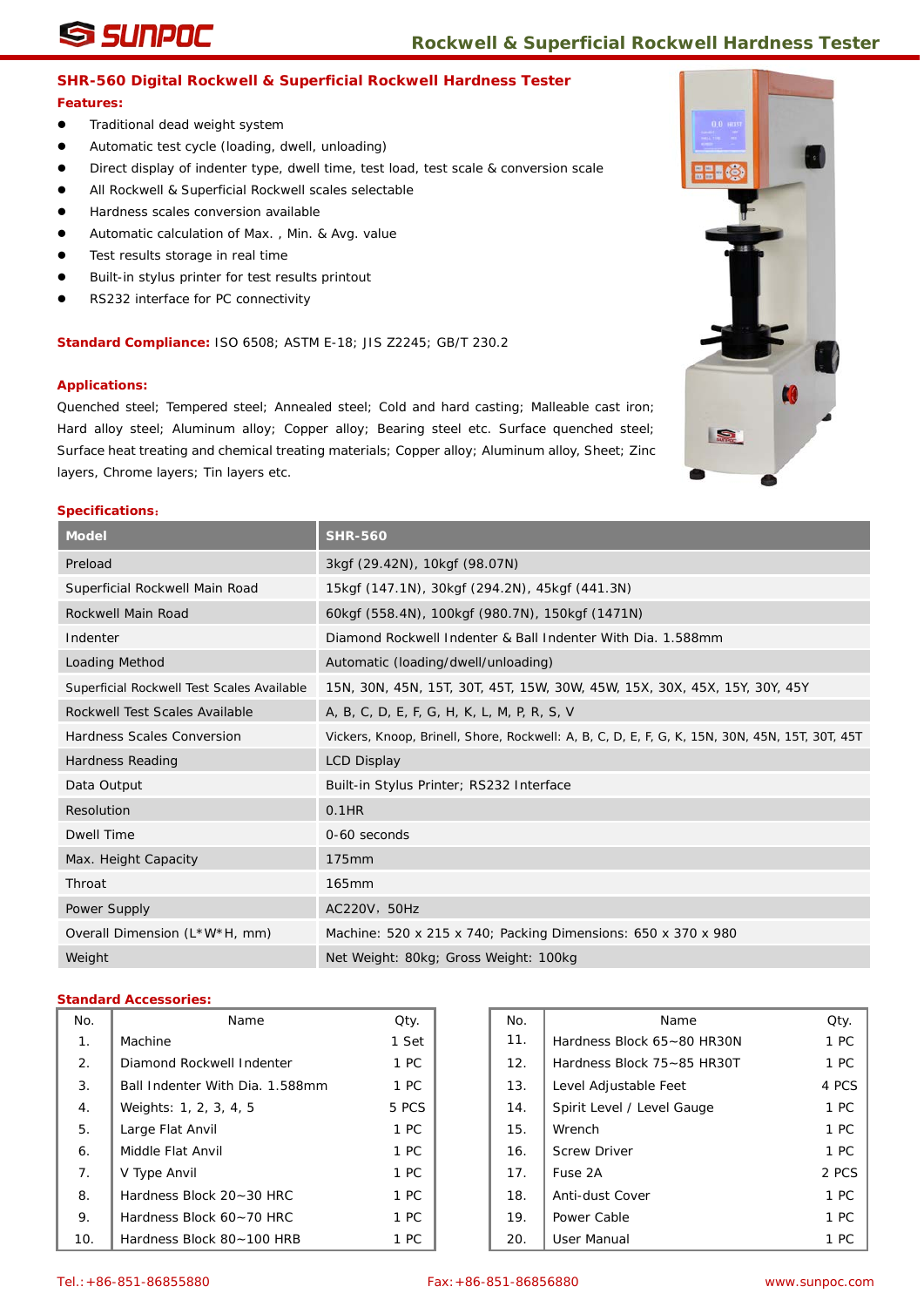## SHR-560 Digital Rockwell & Superficial Rockwell Hardness Tester

**Features:**

- Traditional dead weight system
- Automatic test cycle (loading, dwell, unloading)
- Direct display of indenter type, dwell time, test load, test scale & conversion scale
- All Rockwell & Superficial Rockwell scales selectable
- Hardness scales conversion available
- Automatic calculation of Max. , Min. & Avg. value
- Test results storage in real time
- Built-in stylus printer for test results printout
- RS232 interface for PC connectivity

**Standard Compliance:** ISO 6508; ASTM E-18; JIS Z2245; GB/T 230.2

**Applications:**

Quenched steel; Tempered steel; Annealed steel; Cold and hard casting; Malleable cast iron; Hard alloy steel; Aluminum alloy; Copper alloy; Bearing steel etc. Surface quenched steel; Surface heat treating and chemical treating materials; Copper alloy; Aluminum alloy, Sheet; Zinc layers, Chrome layers; Tin layers etc.

**Specifications:**

| Model | SHR-560 |
|---|---|
| Preload | 3kgf (29.42N), 10kgf (98.07N) |
| Superficial Rockwell Main Road | 15kgf (147.1N), 30kgf (294.2N), 45kgf (441.3N) |
| Rockwell Main Road | 60kgf (558.4N), 100kgf (980.7N), 150kgf (1471N) |
| Indenter | Diamond Rockwell Indenter & Ball Indenter With Dia. 1.588mm |
| Loading Method | Automatic (loading/dwell/unloading) |
| Superficial Rockwell Test Scales Available | 15N, 30N, 45N, 15T, 30T, 45T, 15W, 30W, 45W, 15X, 30X, 45X, 15Y, 30Y, 45Y |
| Rockwell Test Scales Available | A, B, C, D, E, F, G, H, K, L, M, P, R, S, V |
| Hardness Scales Conversion | Vickers, Knoop, Brinell, Shore, Rockwell: A, B, C, D, E, F, G, K, 15N, 30N, 45N, 15T, 30T, 45T |
| Hardness Reading | LCD Display |
| Data Output | Built-in Stylus Printer; RS232 Interface |
| Resolution | 0.1HR |
| Dwell Time | 0-60 seconds |
| Max. Height Capacity | 175mm |
| Throat | 165mm |
| Power Supply | AC220V，50Hz |
| Overall Dimension (L*W*H, mm) | Machine: 520 x 215 x 740; Packing Dimensions: 650 x 370 x 980 |
| Weight | Net Weight: 80kg; Gross Weight: 100kg |

**Standard Accessories:**

| No. | Name | Qty. |
|---|---|---|
| 1. | Machine | 1 Set |
| 2. | Diamond Rockwell Indenter | 1 PC |
| 3. | Ball Indenter With Dia. 1.588mm | 1 PC |
| 4. | Weights: 1, 2, 3, 4, 5 | 5 PCS |
| 5. | Large Flat Anvil | 1 PC |
| 6. | Middle Flat Anvil | 1 PC |
| 7. | V Type Anvil | 1 PC |
| 8. | Hardness Block 20~30 HRC | 1 PC |
| 9. | Hardness Block 60~70 HRC | 1 PC |
| 10. | Hardness Block 80~100 HRB | 1 PC |
| 11. | Hardness Block 65~80 HR30N | 1 PC |
| 12. | Hardness Block 75~85 HR30T | 1 PC |
| 13. | Level Adjustable Feet | 4 PCS |
| 14. | Spirit Level / Level Gauge | 1 PC |
| 15. | Wrench | 1 PC |
| 16. | Screw Driver | 1 PC |
| 17. | Fuse 2A | 2 PCS |
| 18. | Anti-dust Cover | 1 PC |
| 19. | Power Cable | 1 PC |
| 20. | User Manual | 1 PC |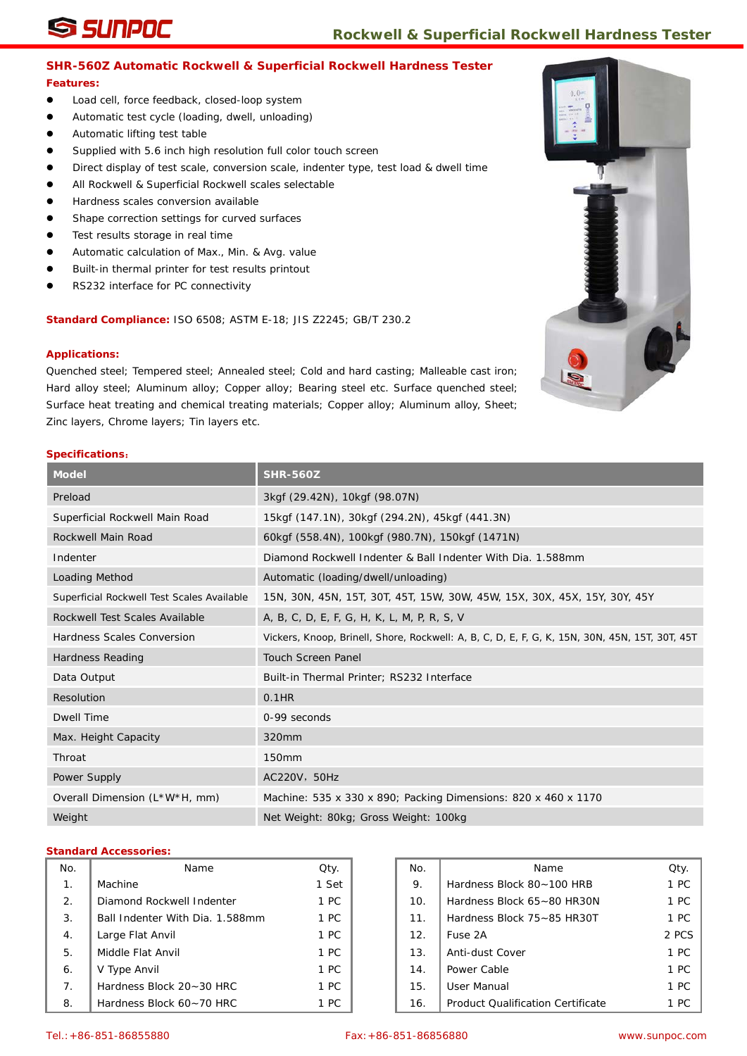## SHR-560Z Automatic Rockwell & Superficial Rockwell Hardness Tester

**Features:**

- Load cell, force feedback, closed-loop system
- Automatic test cycle (loading, dwell, unloading)
- Automatic lifting test table
- Supplied with 5.6 inch high resolution full color touch screen
- Direct display of test scale, conversion scale, indenter type, test load & dwell time
- All Rockwell & Superficial Rockwell scales selectable
- Hardness scales conversion available
- Shape correction settings for curved surfaces
- Test results storage in real time
- Automatic calculation of Max., Min. & Avg. value
- Built-in thermal printer for test results printout
- RS232 interface for PC connectivity

**Standard Compliance:** ISO 6508; ASTM E-18; JIS Z2245; GB/T 230.2

**Applications:**

Quenched steel; Tempered steel; Annealed steel; Cold and hard casting; Malleable cast iron; Hard alloy steel; Aluminum alloy; Copper alloy; Bearing steel etc. Surface quenched steel; Surface heat treating and chemical treating materials; Copper alloy; Aluminum alloy, Sheet; Zinc layers, Chrome layers; Tin layers etc.

**Specifications:**

| Model | SHR-560Z |
|---|---|
| Preload | 3kgf (29.42N), 10kgf (98.07N) |
| Superficial Rockwell Main Road | 15kgf (147.1N), 30kgf (294.2N), 45kgf (441.3N) |
| Rockwell Main Road | 60kgf (558.4N), 100kgf (980.7N), 150kgf (1471N) |
| Indenter | Diamond Rockwell Indenter & Ball Indenter With Dia. 1.588mm |
| Loading Method | Automatic (loading/dwell/unloading) |
| Superficial Rockwell Test Scales Available | 15N, 30N, 45N, 15T, 30T, 45T, 15W, 30W, 45W, 15X, 30X, 45X, 15Y, 30Y, 45Y |
| Rockwell Test Scales Available | A, B, C, D, E, F, G, H, K, L, M, P, R, S, V |
| Hardness Scales Conversion | Vickers, Knoop, Brinell, Shore, Rockwell: A, B, C, D, E, F, G, K, 15N, 30N, 45N, 15T, 30T, 45T |
| Hardness Reading | Touch Screen Panel |
| Data Output | Built-in Thermal Printer; RS232 Interface |
| Resolution | 0.1HR |
| Dwell Time | 0-99 seconds |
| Max. Height Capacity | 320mm |
| Throat | 150mm |
| Power Supply | AC220V，50Hz |
| Overall Dimension (L*W*H, mm) | Machine: 535 x 330 x 890; Packing Dimensions: 820 x 460 x 1170 |
| Weight | Net Weight: 80kg; Gross Weight: 100kg |

**Standard Accessories:**

| No. | Name | Qty. |
|---|---|---|
| 1. | Machine | 1 Set |
| 2. | Diamond Rockwell Indenter | 1 PC |
| 3. | Ball Indenter With Dia. 1.588mm | 1 PC |
| 4. | Large Flat Anvil | 1 PC |
| 5. | Middle Flat Anvil | 1 PC |
| 6. | V Type Anvil | 1 PC |
| 7. | Hardness Block 20~30 HRC | 1 PC |
| 8. | Hardness Block 60~70 HRC | 1 PC |
| 9. | Hardness Block 80~100 HRB | 1 PC |
| 10. | Hardness Block 65~80 HR30N | 1 PC |
| 11. | Hardness Block 75~85 HR30T | 1 PC |
| 12. | Fuse 2A | 2 PCS |
| 13. | Anti-dust Cover | 1 PC |
| 14. | Power Cable | 1 PC |
| 15. | User Manual | 1 PC |
| 16. | Product Qualification Certificate | 1 PC |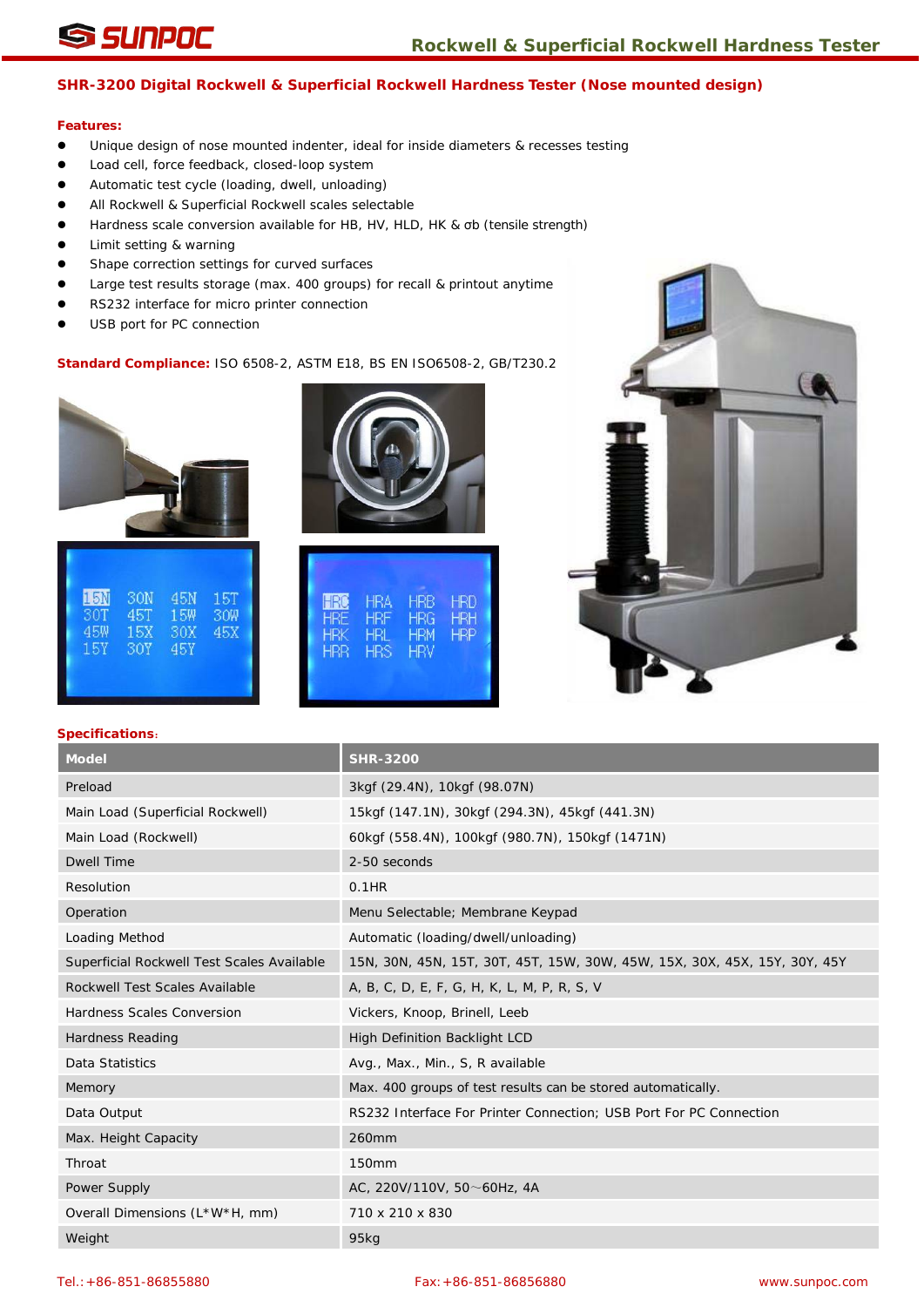## SHR-3200 Digital Rockwell & Superficial Rockwell Hardness Tester (Nose mounted design)

**Features:**

- Unique design of nose mounted indenter, ideal for inside diameters & recesses testing
- Load cell, force feedback, closed-loop system
- Automatic test cycle (loading, dwell, unloading)
- All Rockwell & Superficial Rockwell scales selectable
- Hardness scale conversion available for HB, HV, HLD, HK & σb (tensile strength)
- Limit setting & warning
- Shape correction settings for curved surfaces
- Large test results storage (max. 400 groups) for recall & printout anytime
- RS232 interface for micro printer connection
- USB port for PC connection

**Standard Compliance:** ISO 6508-2, ASTM E18, BS EN ISO6508-2, GB/T230.2

**Specifications:**

| Model | SHR-3200 |
|---|---|
| Preload | 3kgf (29.4N), 10kgf (98.07N) |
| Main Load (Superficial Rockwell) | 15kgf (147.1N), 30kgf (294.3N), 45kgf (441.3N) |
| Main Load (Rockwell) | 60kgf (558.4N), 100kgf (980.7N), 150kgf (1471N) |
| Dwell Time | 2-50 seconds |
| Resolution | 0.1HR |
| Operation | Menu Selectable; Membrane Keypad |
| Loading Method | Automatic (loading/dwell/unloading) |
| Superficial Rockwell Test Scales Available | 15N, 30N, 45N, 15T, 30T, 45T, 15W, 30W, 45W, 15X, 30X, 45X, 15Y, 30Y, 45Y |
| Rockwell Test Scales Available | A, B, C, D, E, F, G, H, K, L, M, P, R, S, V |
| Hardness Scales Conversion | Vickers, Knoop, Brinell, Leeb |
| Hardness Reading | High Definition Backlight LCD |
| Data Statistics | Avg., Max., Min., S, R available |
| Memory | Max. 400 groups of test results can be stored automatically. |
| Data Output | RS232 Interface For Printer Connection; USB Port For PC Connection |
| Max. Height Capacity | 260mm |
| Throat | 150mm |
| Power Supply | AC, 220V/110V, 50～60Hz, 4A |
| Overall Dimensions (L*W*H, mm) | 710 x 210 x 830 |
| Weight | 95kg |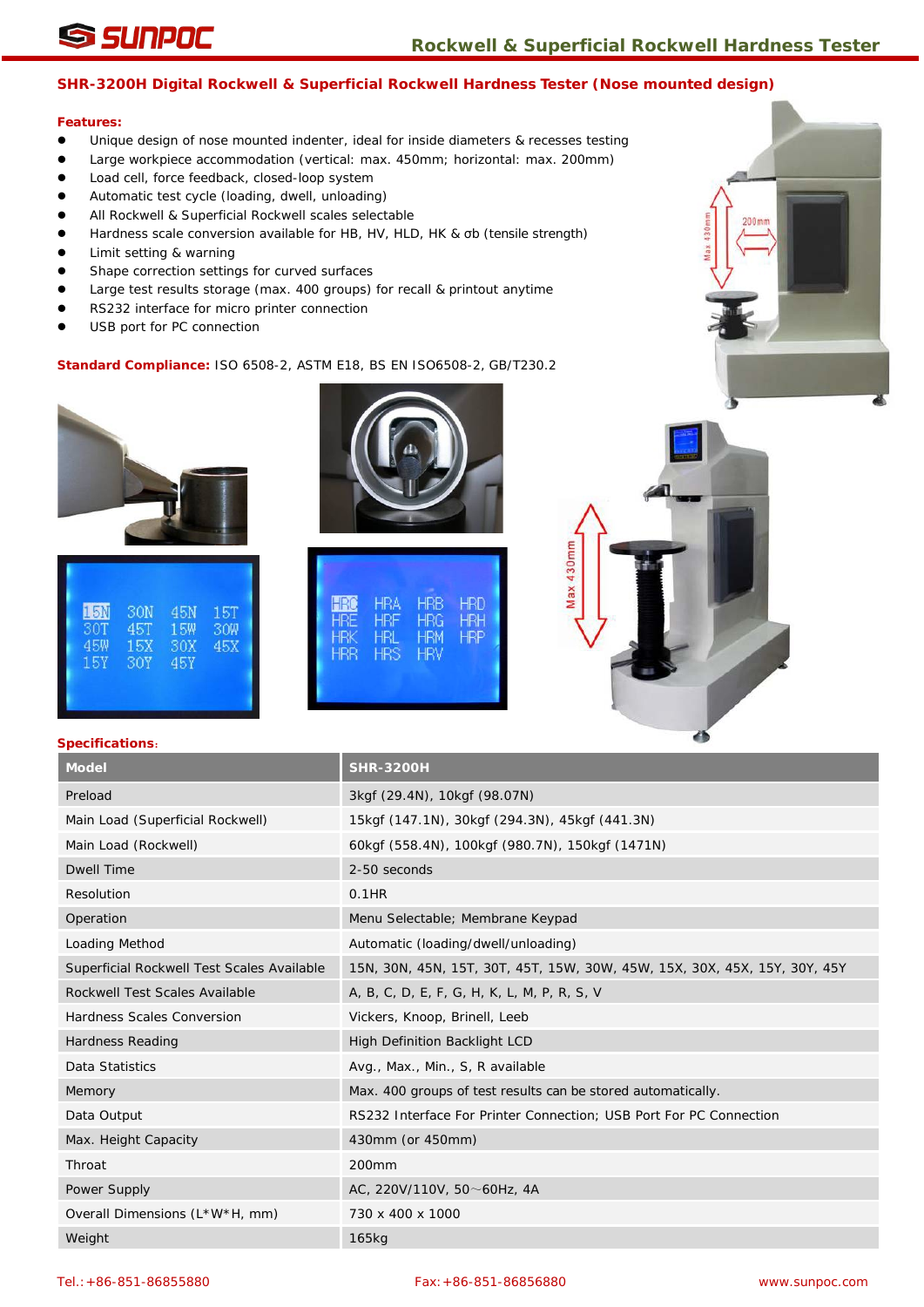## SHR-3200H Digital Rockwell & Superficial Rockwell Hardness Tester (Nose mounted design)

**Features:**

- Unique design of nose mounted indenter, ideal for inside diameters & recesses testing
- Large workpiece accommodation (vertical: max. 450mm; horizontal: max. 200mm)
- Load cell, force feedback, closed-loop system
- Automatic test cycle (loading, dwell, unloading)
- All Rockwell & Superficial Rockwell scales selectable
- Hardness scale conversion available for HB, HV, HLD, HK & σb (tensile strength)
- Limit setting & warning
- Shape correction settings for curved surfaces
- Large test results storage (max. 400 groups) for recall & printout anytime
- RS232 interface for micro printer connection
- USB port for PC connection

**Standard Compliance:** ISO 6508-2, ASTM E18, BS EN ISO6508-2, GB/T230.2

200mm

Max 430mm

15N 30N 45N 15T
30T 45T 15W 30W
45W 15X 30X 45X
15Y 30Y 45Y

HRC HRA HRB HRD
HRE HRF HRG HRH
HRK HRL HRM HRP
HRR HRS HRV

Max 430mm

**Specifications:**

| Model | SHR-3200H |
|---|---|
| Preload | 3kgf (29.4N), 10kgf (98.07N) |
| Main Load (Superficial Rockwell) | 15kgf (147.1N), 30kgf (294.3N), 45kgf (441.3N) |
| Main Load (Rockwell) | 60kgf (558.4N), 100kgf (980.7N), 150kgf (1471N) |
| Dwell Time | 2-50 seconds |
| Resolution | 0.1HR |
| Operation | Menu Selectable; Membrane Keypad |
| Loading Method | Automatic (loading/dwell/unloading) |
| Superficial Rockwell Test Scales Available | 15N, 30N, 45N, 15T, 30T, 45T, 15W, 30W, 45W, 15X, 30X, 45X, 15Y, 30Y, 45Y |
| Rockwell Test Scales Available | A, B, C, D, E, F, G, H, K, L, M, P, R, S, V |
| Hardness Scales Conversion | Vickers, Knoop, Brinell, Leeb |
| Hardness Reading | High Definition Backlight LCD |
| Data Statistics | Avg., Max., Min., S, R available |
| Memory | Max. 400 groups of test results can be stored automatically. |
| Data Output | RS232 Interface For Printer Connection; USB Port For PC Connection |
| Max. Height Capacity | 430mm (or 450mm) |
| Throat | 200mm |
| Power Supply | AC, 220V/110V, 50～60Hz, 4A |
| Overall Dimensions (L*W*H, mm) | 730 x 400 x 1000 |
| Weight | 165kg |